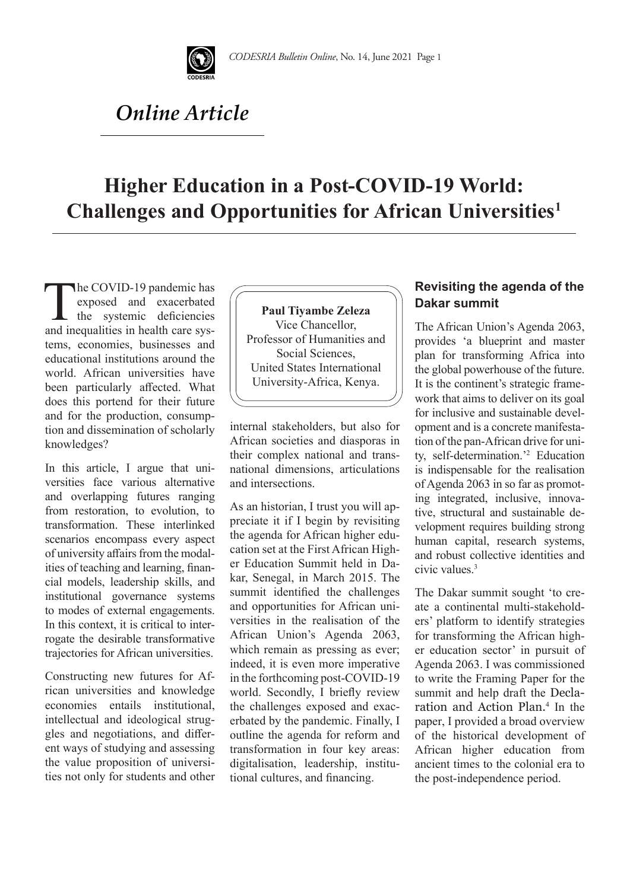*Online Article*

# Higher Education in a Post-COVID-19 World: Challenges and Opportunities for African Universities[1]

**Paul Tiyambe Zeleza**
Vice Chancellor,
Professor of Humanities and Social Sciences,
United States International University-Africa, Kenya.

The COVID-19 pandemic has exposed and exacerbated the systemic deficiencies and inequalities in health care systems, economies, businesses and educational institutions around the world. African universities have been particularly affected. What does this portend for their future and for the production, consumption and dissemination of scholarly knowledges?

In this article, I argue that universities face various alternative and overlapping futures ranging from restoration, to evolution, to transformation. These interlinked scenarios encompass every aspect of university affairs from the modalities of teaching and learning, financial models, leadership skills, and institutional governance systems to modes of external engagements. In this context, it is critical to interrogate the desirable transformative trajectories for African universities.

Constructing new futures for African universities and knowledge economies entails institutional, intellectual and ideological struggles and negotiations, and different ways of studying and assessing the value proposition of universities not only for students and other internal stakeholders, but also for African societies and diasporas in their complex national and transnational dimensions, articulations and intersections.

As an historian, I trust you will appreciate it if I begin by revisiting the agenda for African higher education set at the First African Higher Education Summit held in Dakar, Senegal, in March 2015. The summit identified the challenges and opportunities for African universities in the realisation of the African Union's Agenda 2063, which remain as pressing as ever; indeed, it is even more imperative in the forthcoming post-COVID-19 world. Secondly, I briefly review the challenges exposed and exacerbated by the pandemic. Finally, I outline the agenda for reform and transformation in four key areas: digitalisation, leadership, institutional cultures, and financing.

## Revisiting the agenda of the Dakar summit

The African Union's Agenda 2063, provides 'a blueprint and master plan for transforming Africa into the global powerhouse of the future. It is the continent's strategic framework that aims to deliver on its goal for inclusive and sustainable development and is a concrete manifestation of the pan-African drive for unity, self-determination.'[2] Education is indispensable for the realisation of Agenda 2063 in so far as promoting integrated, inclusive, innovative, structural and sustainable development requires building strong human capital, research systems, and robust collective identities and civic values.[3]

The Dakar summit sought 'to create a continental multi-stakeholders' platform to identify strategies for transforming the African higher education sector' in pursuit of Agenda 2063. I was commissioned to write the Framing Paper for the summit and help draft the Declaration and Action Plan.[4] In the paper, I provided a broad overview of the historical development of African higher education from ancient times to the colonial era to the post-independence period.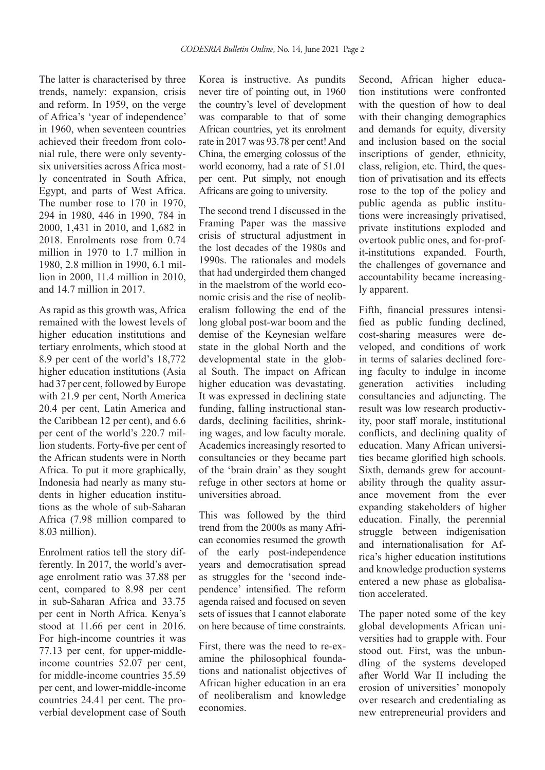The latter is characterised by three trends, namely: expansion, crisis and reform. In 1959, on the verge of Africa's 'year of independence' in 1960, when seventeen countries achieved their freedom from colonial rule, there were only seventy-six universities across Africa mostly concentrated in South Africa, Egypt, and parts of West Africa. The number rose to 170 in 1970, 294 in 1980, 446 in 1990, 784 in 2000, 1,431 in 2010, and 1,682 in 2018. Enrolments rose from 0.74 million in 1970 to 1.7 million in 1980, 2.8 million in 1990, 6.1 million in 2000, 11.4 million in 2010, and 14.7 million in 2017.

As rapid as this growth was, Africa remained with the lowest levels of higher education institutions and tertiary enrolments, which stood at 8.9 per cent of the world's 18,772 higher education institutions (Asia had 37 per cent, followed by Europe with 21.9 per cent, North America 20.4 per cent, Latin America and the Caribbean 12 per cent), and 6.6 per cent of the world's 220.7 million students. Forty-five per cent of the African students were in North Africa. To put it more graphically, Indonesia had nearly as many students in higher education institutions as the whole of sub-Saharan Africa (7.98 million compared to 8.03 million).

Enrolment ratios tell the story differently. In 2017, the world's average enrolment ratio was 37.88 per cent, compared to 8.98 per cent in sub-Saharan Africa and 33.75 per cent in North Africa. Kenya's stood at 11.66 per cent in 2016. For high-income countries it was 77.13 per cent, for upper-middle-income countries 52.07 per cent, for middle-income countries 35.59 per cent, and lower-middle-income countries 24.41 per cent. The proverbial development case of South Korea is instructive. As pundits never tire of pointing out, in 1960 the country's level of development was comparable to that of some African countries, yet its enrolment rate in 2017 was 93.78 per cent! And China, the emerging colossus of the world economy, had a rate of 51.01 per cent. Put simply, not enough Africans are going to university.

The second trend I discussed in the Framing Paper was the massive crisis of structural adjustment in the lost decades of the 1980s and 1990s. The rationales and models that had undergirded them changed in the maelstrom of the world economic crisis and the rise of neoliberalism following the end of the long global post-war boom and the demise of the Keynesian welfare state in the global North and the developmental state in the global South. The impact on African higher education was devastating. It was expressed in declining state funding, falling instructional standards, declining facilities, shrinking wages, and low faculty morale. Academics increasingly resorted to consultancies or they became part of the 'brain drain' as they sought refuge in other sectors at home or universities abroad.

This was followed by the third trend from the 2000s as many African economies resumed the growth of the early post-independence years and democratisation spread as struggles for the 'second independence' intensified. The reform agenda raised and focused on seven sets of issues that I cannot elaborate on here because of time constraints.

First, there was the need to re-examine the philosophical foundations and nationalist objectives of African higher education in an era of neoliberalism and knowledge economies.

Second, African higher education institutions were confronted with the question of how to deal with their changing demographics and demands for equity, diversity and inclusion based on the social inscriptions of gender, ethnicity, class, religion, etc. Third, the question of privatisation and its effects rose to the top of the policy and public agenda as public institutions were increasingly privatised, private institutions exploded and overtook public ones, and for-profit-institutions expanded. Fourth, the challenges of governance and accountability became increasingly apparent.

Fifth, financial pressures intensified as public funding declined, cost-sharing measures were developed, and conditions of work in terms of salaries declined forcing faculty to indulge in income generation activities including consultancies and adjuncting. The result was low research productivity, poor staff morale, institutional conflicts, and declining quality of education. Many African universities became glorified high schools. Sixth, demands grew for accountability through the quality assurance movement from the ever expanding stakeholders of higher education. Finally, the perennial struggle between indigenisation and internationalisation for Africa's higher education institutions and knowledge production systems entered a new phase as globalisation accelerated.

The paper noted some of the key global developments African universities had to grapple with. Four stood out. First, was the unbundling of the systems developed after World War II including the erosion of universities' monopoly over research and credentialing as new entrepreneurial providers and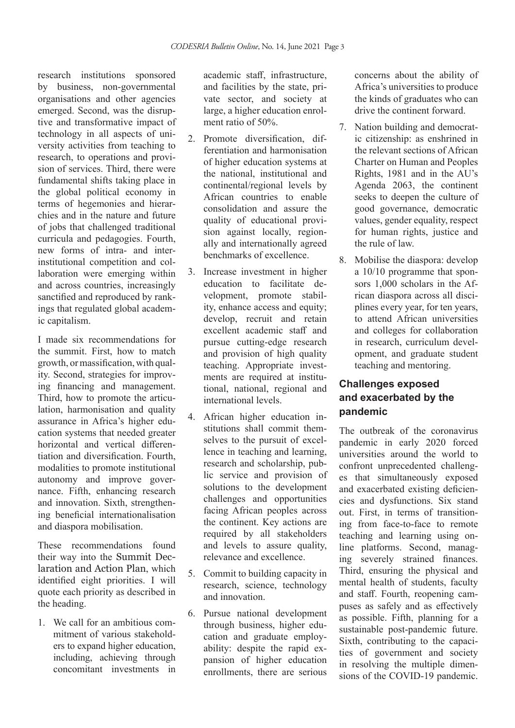research institutions sponsored by business, non-governmental organisations and other agencies emerged. Second, was the disruptive and transformative impact of technology in all aspects of university activities from teaching to research, to operations and provision of services. Third, there were fundamental shifts taking place in the global political economy in terms of hegemonies and hierarchies and in the nature and future of jobs that challenged traditional curricula and pedagogies. Fourth, new forms of intra- and inter-institutional competition and collaboration were emerging within and across countries, increasingly sanctified and reproduced by rankings that regulated global academic capitalism.

I made six recommendations for the summit. First, how to match growth, or massification, with quality. Second, strategies for improving financing and management. Third, how to promote the articulation, harmonisation and quality assurance in Africa's higher education systems that needed greater horizontal and vertical differentiation and diversification. Fourth, modalities to promote institutional autonomy and improve governance. Fifth, enhancing research and innovation. Sixth, strengthening beneficial internationalisation and diaspora mobilisation.

These recommendations found their way into the Summit Declaration and Action Plan, which identified eight priorities. I will quote each priority as described in the heading.

1. We call for an ambitious commitment of various stakeholders to expand higher education, including, achieving through concomitant investments in academic staff, infrastructure, and facilities by the state, private sector, and society at large, a higher education enrolment ratio of 50%.
2. Promote diversification, differentiation and harmonisation of higher education systems at the national, institutional and continental/regional levels by African countries to enable consolidation and assure the quality of educational provision against locally, regionally and internationally agreed benchmarks of excellence.
3. Increase investment in higher education to facilitate development, promote stability, enhance access and equity; develop, recruit and retain excellent academic staff and pursue cutting-edge research and provision of high quality teaching. Appropriate investments are required at institutional, national, regional and international levels.
4. African higher education institutions shall commit themselves to the pursuit of excellence in teaching and learning, research and scholarship, public service and provision of solutions to the development challenges and opportunities facing African peoples across the continent. Key actions are required by all stakeholders and levels to assure quality, relevance and excellence.
5. Commit to building capacity in research, science, technology and innovation.
6. Pursue national development through business, higher education and graduate employability: despite the rapid expansion of higher education enrollments, there are serious concerns about the ability of Africa's universities to produce the kinds of graduates who can drive the continent forward.
7. Nation building and democratic citizenship: as enshrined in the relevant sections of African Charter on Human and Peoples Rights, 1981 and in the AU's Agenda 2063, the continent seeks to deepen the culture of good governance, democratic values, gender equality, respect for human rights, justice and the rule of law.
8. Mobilise the diaspora: develop a 10/10 programme that sponsors 1,000 scholars in the African diaspora across all disciplines every year, for ten years, to attend African universities and colleges for collaboration in research, curriculum development, and graduate student teaching and mentoring.

## Challenges exposed and exacerbated by the pandemic

The outbreak of the coronavirus pandemic in early 2020 forced universities around the world to confront unprecedented challenges that simultaneously exposed and exacerbated existing deficiencies and dysfunctions. Six stand out. First, in terms of transitioning from face-to-face to remote teaching and learning using online platforms. Second, managing severely strained finances. Third, ensuring the physical and mental health of students, faculty and staff. Fourth, reopening campuses as safely and as effectively as possible. Fifth, planning for a sustainable post-pandemic future. Sixth, contributing to the capacities of government and society in resolving the multiple dimensions of the COVID-19 pandemic.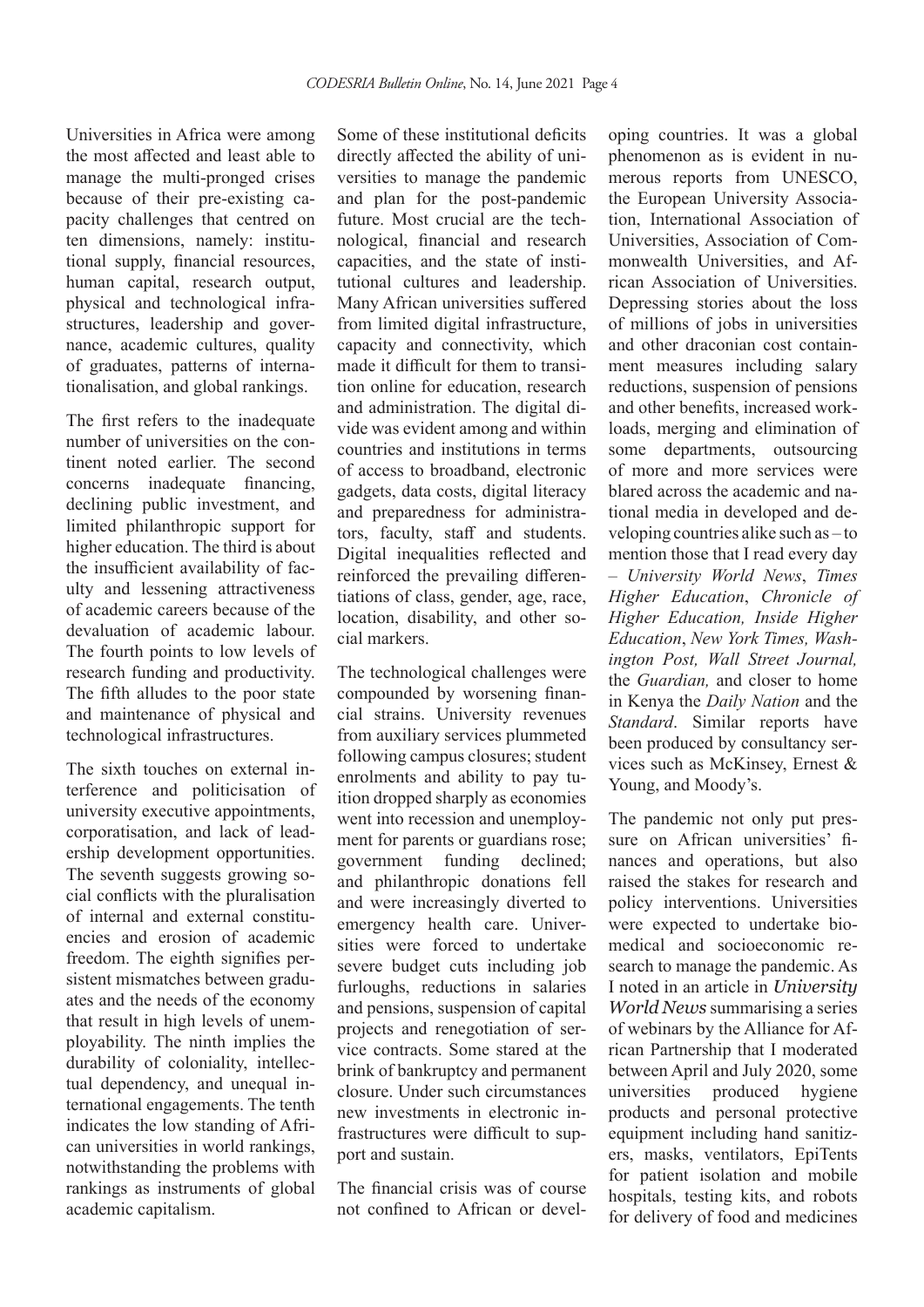Universities in Africa were among the most affected and least able to manage the multi-pronged crises because of their pre-existing capacity challenges that centred on ten dimensions, namely: institutional supply, financial resources, human capital, research output, physical and technological infrastructures, leadership and governance, academic cultures, quality of graduates, patterns of internationalisation, and global rankings.

The first refers to the inadequate number of universities on the continent noted earlier. The second concerns inadequate financing, declining public investment, and limited philanthropic support for higher education. The third is about the insufficient availability of faculty and lessening attractiveness of academic careers because of the devaluation of academic labour. The fourth points to low levels of research funding and productivity. The fifth alludes to the poor state and maintenance of physical and technological infrastructures.

The sixth touches on external interference and politicisation of university executive appointments, corporatisation, and lack of leadership development opportunities. The seventh suggests growing social conflicts with the pluralisation of internal and external constituencies and erosion of academic freedom. The eighth signifies persistent mismatches between graduates and the needs of the economy that result in high levels of unemployability. The ninth implies the durability of coloniality, intellectual dependency, and unequal international engagements. The tenth indicates the low standing of African universities in world rankings, notwithstanding the problems with rankings as instruments of global academic capitalism.

Some of these institutional deficits directly affected the ability of universities to manage the pandemic and plan for the post-pandemic future. Most crucial are the technological, financial and research capacities, and the state of institutional cultures and leadership. Many African universities suffered from limited digital infrastructure, capacity and connectivity, which made it difficult for them to transition online for education, research and administration. The digital divide was evident among and within countries and institutions in terms of access to broadband, electronic gadgets, data costs, digital literacy and preparedness for administrators, faculty, staff and students. Digital inequalities reflected and reinforced the prevailing differentiations of class, gender, age, race, location, disability, and other social markers.

The technological challenges were compounded by worsening financial strains. University revenues from auxiliary services plummeted following campus closures; student enrolments and ability to pay tuition dropped sharply as economies went into recession and unemployment for parents or guardians rose; government funding declined; and philanthropic donations fell and were increasingly diverted to emergency health care. Universities were forced to undertake severe budget cuts including job furloughs, reductions in salaries and pensions, suspension of capital projects and renegotiation of service contracts. Some stared at the brink of bankruptcy and permanent closure. Under such circumstances new investments in electronic infrastructures were difficult to support and sustain.

The financial crisis was of course not confined to African or developing countries. It was a global phenomenon as is evident in numerous reports from UNESCO, the European University Association, International Association of Universities, Association of Commonwealth Universities, and African Association of Universities. Depressing stories about the loss of millions of jobs in universities and other draconian cost containment measures including salary reductions, suspension of pensions and other benefits, increased workloads, merging and elimination of some departments, outsourcing of more and more services were blared across the academic and national media in developed and developing countries alike such as – to mention those that I read every day – *University World News*, *Times Higher Education*, *Chronicle of Higher Education*, *Inside Higher Education*, *New York Times, Washington Post, Wall Street Journal,* the *Guardian,* and closer to home in Kenya the *Daily Nation* and the *Standard*. Similar reports have been produced by consultancy services such as McKinsey, Ernest & Young, and Moody's.

The pandemic not only put pressure on African universities' finances and operations, but also raised the stakes for research and policy interventions. Universities were expected to undertake biomedical and socioeconomic research to manage the pandemic. As I noted in an article in *University World News* summarising a series of webinars by the Alliance for African Partnership that I moderated between April and July 2020, some universities produced hygiene products and personal protective equipment including hand sanitizers, masks, ventilators, EpiTents for patient isolation and mobile hospitals, testing kits, and robots for delivery of food and medicines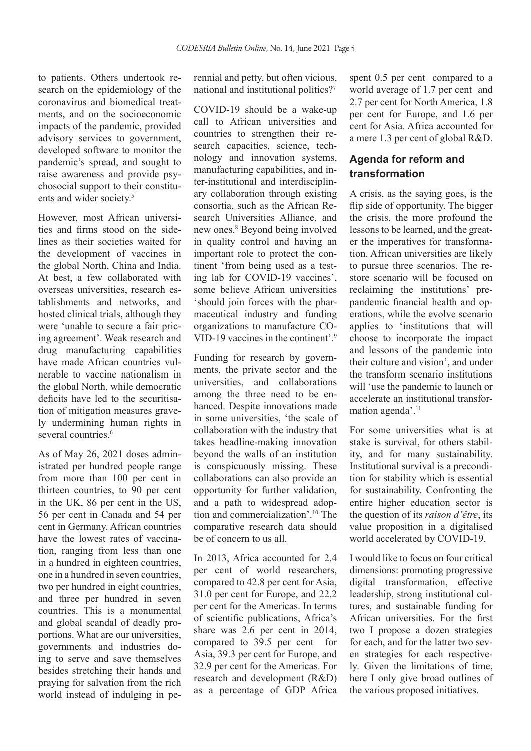to patients. Others undertook research on the epidemiology of the coronavirus and biomedical treatments, and on the socioeconomic impacts of the pandemic, provided advisory services to government, developed software to monitor the pandemic's spread, and sought to raise awareness and provide psychosocial support to their constituents and wider society.[5]

However, most African universities and firms stood on the sidelines as their societies waited for the development of vaccines in the global North, China and India. At best, a few collaborated with overseas universities, research establishments and networks, and hosted clinical trials, although they were 'unable to secure a fair pricing agreement'. Weak research and drug manufacturing capabilities have made African countries vulnerable to vaccine nationalism in the global North, while democratic deficits have led to the securitisation of mitigation measures gravely undermining human rights in several countries.[6]

As of May 26, 2021 doses administrated per hundred people range from more than 100 per cent in thirteen countries, to 90 per cent in the UK, 86 per cent in the US, 56 per cent in Canada and 54 per cent in Germany. African countries have the lowest rates of vaccination, ranging from less than one in a hundred in eighteen countries, one in a hundred in seven countries, two per hundred in eight countries, and three per hundred in seven countries. This is a monumental and global scandal of deadly proportions. What are our universities, governments and industries doing to serve and save themselves besides stretching their hands and praying for salvation from the rich world instead of indulging in perennial and petty, but often vicious, national and institutional politics?[7]

COVID-19 should be a wake-up call to African universities and countries to strengthen their research capacities, science, technology and innovation systems, manufacturing capabilities, and inter-institutional and interdisciplinary collaboration through existing consortia, such as the African Research Universities Alliance, and new ones.[8] Beyond being involved in quality control and having an important role to protect the continent 'from being used as a testing lab for COVID-19 vaccines', some believe African universities 'should join forces with the pharmaceutical industry and funding organizations to manufacture COVID-19 vaccines in the continent'.[9]

Funding for research by governments, the private sector and the universities, and collaborations among the three need to be enhanced. Despite innovations made in some universities, 'the scale of collaboration with the industry that takes headline-making innovation beyond the walls of an institution is conspicuously missing. These collaborations can also provide an opportunity for further validation, and a path to widespread adoption and commercialization'.[10] The comparative research data should be of concern to us all.

In 2013, Africa accounted for 2.4 per cent of world researchers, compared to 42.8 per cent for Asia, 31.0 per cent for Europe, and 22.2 per cent for the Americas. In terms of scientific publications, Africa's share was 2.6 per cent in 2014, compared to 39.5 per cent for Asia, 39.3 per cent for Europe, and 32.9 per cent for the Americas. For research and development (R&D) as a percentage of GDP Africa spent 0.5 per cent compared to a world average of 1.7 per cent and 2.7 per cent for North America, 1.8 per cent for Europe, and 1.6 per cent for Asia. Africa accounted for a mere 1.3 per cent of global R&D.

## Agenda for reform and transformation

A crisis, as the saying goes, is the flip side of opportunity. The bigger the crisis, the more profound the lessons to be learned, and the greater the imperatives for transformation. African universities are likely to pursue three scenarios. The restore scenario will be focused on reclaiming the institutions' pre-pandemic financial health and operations, while the evolve scenario applies to 'institutions that will choose to incorporate the impact and lessons of the pandemic into their culture and vision', and under the transform scenario institutions will 'use the pandemic to launch or accelerate an institutional transformation agenda'.[11]

For some universities what is at stake is survival, for others stability, and for many sustainability. Institutional survival is a precondition for stability which is essential for sustainability. Confronting the entire higher education sector is the question of its *raison d'être*, its value proposition in a digitalised world accelerated by COVID-19.

I would like to focus on four critical dimensions: promoting progressive digital transformation, effective leadership, strong institutional cultures, and sustainable funding for African universities. For the first two I propose a dozen strategies for each, and for the latter two seven strategies for each respectively. Given the limitations of time, here I only give broad outlines of the various proposed initiatives.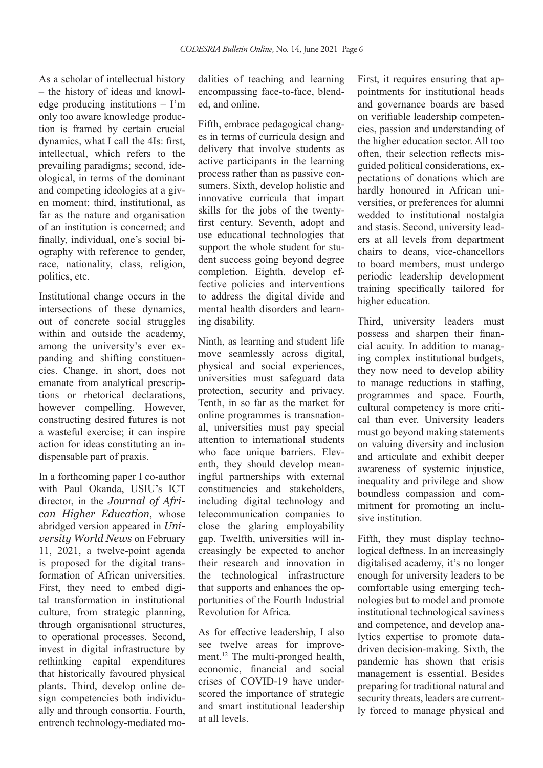As a scholar of intellectual history – the history of ideas and knowledge producing institutions – I'm only too aware knowledge production is framed by certain crucial dynamics, what I call the 4Is: first, intellectual, which refers to the prevailing paradigms; second, ideological, in terms of the dominant and competing ideologies at a given moment; third, institutional, as far as the nature and organisation of an institution is concerned; and finally, individual, one's social biography with reference to gender, race, nationality, class, religion, politics, etc.

Institutional change occurs in the intersections of these dynamics, out of concrete social struggles within and outside the academy, among the university's ever expanding and shifting constituencies. Change, in short, does not emanate from analytical prescriptions or rhetorical declarations, however compelling. However, constructing desired futures is not a wasteful exercise; it can inspire action for ideas constituting an indispensable part of praxis.

In a forthcoming paper I co-author with Paul Okanda, USIU's ICT director, in the *Journal of African Higher Education*, whose abridged version appeared in *University World News* on February 11, 2021, a twelve-point agenda is proposed for the digital transformation of African universities. First, they need to embed digital transformation in institutional culture, from strategic planning, through organisational structures, to operational processes. Second, invest in digital infrastructure by rethinking capital expenditures that historically favoured physical plants. Third, develop online design competencies both individually and through consortia. Fourth, entrench technology-mediated modalities of teaching and learning encompassing face-to-face, blended, and online.

Fifth, embrace pedagogical changes in terms of curricula design and delivery that involve students as active participants in the learning process rather than as passive consumers. Sixth, develop holistic and innovative curricula that impart skills for the jobs of the twenty-first century. Seventh, adopt and use educational technologies that support the whole student for student success going beyond degree completion. Eighth, develop effective policies and interventions to address the digital divide and mental health disorders and learning disability.

Ninth, as learning and student life move seamlessly across digital, physical and social experiences, universities must safeguard data protection, security and privacy. Tenth, in so far as the market for online programmes is transnational, universities must pay special attention to international students who face unique barriers. Eleventh, they should develop meaningful partnerships with external constituencies and stakeholders, including digital technology and telecommunication companies to close the glaring employability gap. Twelfth, universities will increasingly be expected to anchor their research and innovation in the technological infrastructure that supports and enhances the opportunities of the Fourth Industrial Revolution for Africa.

As for effective leadership, I also see twelve areas for improvement.[12] The multi-pronged health, economic, financial and social crises of COVID-19 have underscored the importance of strategic and smart institutional leadership at all levels.

First, it requires ensuring that appointments for institutional heads and governance boards are based on verifiable leadership competencies, passion and understanding of the higher education sector. All too often, their selection reflects misguided political considerations, expectations of donations which are hardly honoured in African universities, or preferences for alumni wedded to institutional nostalgia and stasis. Second, university leaders at all levels from department chairs to deans, vice-chancellors to board members, must undergo periodic leadership development training specifically tailored for higher education.

Third, university leaders must possess and sharpen their financial acuity. In addition to managing complex institutional budgets, they now need to develop ability to manage reductions in staffing, programmes and space. Fourth, cultural competency is more critical than ever. University leaders must go beyond making statements on valuing diversity and inclusion and articulate and exhibit deeper awareness of systemic injustice, inequality and privilege and show boundless compassion and commitment for promoting an inclusive institution.

Fifth, they must display technological deftness. In an increasingly digitalised academy, it's no longer enough for university leaders to be comfortable using emerging technologies but to model and promote institutional technological saviness and competence, and develop analytics expertise to promote data-driven decision-making. Sixth, the pandemic has shown that crisis management is essential. Besides preparing for traditional natural and security threats, leaders are currently forced to manage physical and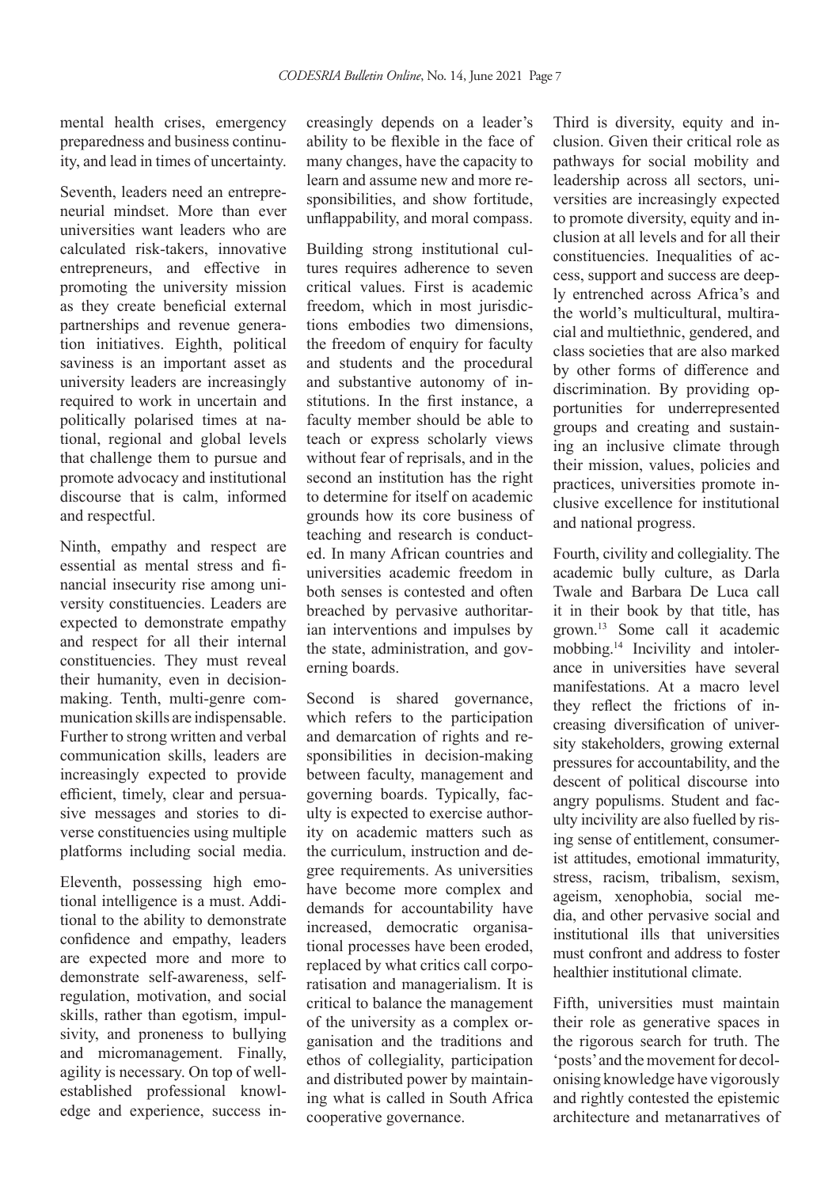mental health crises, emergency preparedness and business continuity, and lead in times of uncertainty.

Seventh, leaders need an entrepreneurial mindset. More than ever universities want leaders who are calculated risk-takers, innovative entrepreneurs, and effective in promoting the university mission as they create beneficial external partnerships and revenue generation initiatives. Eighth, political saviness is an important asset as university leaders are increasingly required to work in uncertain and politically polarised times at national, regional and global levels that challenge them to pursue and promote advocacy and institutional discourse that is calm, informed and respectful.

Ninth, empathy and respect are essential as mental stress and financial insecurity rise among university constituencies. Leaders are expected to demonstrate empathy and respect for all their internal constituencies. They must reveal their humanity, even in decision-making. Tenth, multi-genre communication skills are indispensable. Further to strong written and verbal communication skills, leaders are increasingly expected to provide efficient, timely, clear and persuasive messages and stories to diverse constituencies using multiple platforms including social media.

Eleventh, possessing high emotional intelligence is a must. Additional to the ability to demonstrate confidence and empathy, leaders are expected more and more to demonstrate self-awareness, self-regulation, motivation, and social skills, rather than egotism, impulsivity, and proneness to bullying and micromanagement. Finally, agility is necessary. On top of well-established professional knowledge and experience, success increasingly depends on a leader's ability to be flexible in the face of many changes, have the capacity to learn and assume new and more responsibilities, and show fortitude, unflappability, and moral compass.

Building strong institutional cultures requires adherence to seven critical values. First is academic freedom, which in most jurisdictions embodies two dimensions, the freedom of enquiry for faculty and students and the procedural and substantive autonomy of institutions. In the first instance, a faculty member should be able to teach or express scholarly views without fear of reprisals, and in the second an institution has the right to determine for itself on academic grounds how its core business of teaching and research is conducted. In many African countries and universities academic freedom in both senses is contested and often breached by pervasive authoritarian interventions and impulses by the state, administration, and governing boards.

Second is shared governance, which refers to the participation and demarcation of rights and responsibilities in decision-making between faculty, management and governing boards. Typically, faculty is expected to exercise authority on academic matters such as the curriculum, instruction and degree requirements. As universities have become more complex and demands for accountability have increased, democratic organisational processes have been eroded, replaced by what critics call corporatisation and managerialism. It is critical to balance the management of the university as a complex organisation and the traditions and ethos of collegiality, participation and distributed power by maintaining what is called in South Africa cooperative governance.

Third is diversity, equity and inclusion. Given their critical role as pathways for social mobility and leadership across all sectors, universities are increasingly expected to promote diversity, equity and inclusion at all levels and for all their constituencies. Inequalities of access, support and success are deeply entrenched across Africa's and the world's multicultural, multiracial and multiethnic, gendered, and class societies that are also marked by other forms of difference and discrimination. By providing opportunities for underrepresented groups and creating and sustaining an inclusive climate through their mission, values, policies and practices, universities promote inclusive excellence for institutional and national progress.

Fourth, civility and collegiality. The academic bully culture, as Darla Twale and Barbara De Luca call it in their book by that title, has grown.[13] Some call it academic mobbing.[14] Incivility and intolerance in universities have several manifestations. At a macro level they reflect the frictions of increasing diversification of university stakeholders, growing external pressures for accountability, and the descent of political discourse into angry populisms. Student and faculty incivility are also fuelled by rising sense of entitlement, consumerist attitudes, emotional immaturity, stress, racism, tribalism, sexism, ageism, xenophobia, social media, and other pervasive social and institutional ills that universities must confront and address to foster healthier institutional climate.

Fifth, universities must maintain their role as generative spaces in the rigorous search for truth. The 'posts' and the movement for decolonising knowledge have vigorously and rightly contested the epistemic architecture and metanarratives of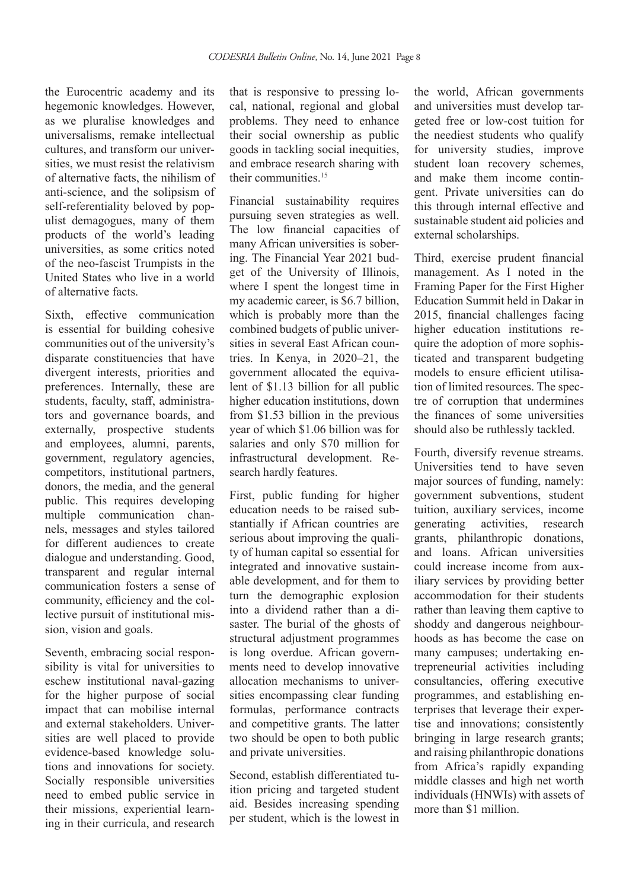the Eurocentric academy and its hegemonic knowledges. However, as we pluralise knowledges and universalisms, remake intellectual cultures, and transform our universities, we must resist the relativism of alternative facts, the nihilism of anti-science, and the solipsism of self-referentiality beloved by populist demagogues, many of them products of the world's leading universities, as some critics noted of the neo-fascist Trumpists in the United States who live in a world of alternative facts.

Sixth, effective communication is essential for building cohesive communities out of the university's disparate constituencies that have divergent interests, priorities and preferences. Internally, these are students, faculty, staff, administrators and governance boards, and externally, prospective students and employees, alumni, parents, government, regulatory agencies, competitors, institutional partners, donors, the media, and the general public. This requires developing multiple communication channels, messages and styles tailored for different audiences to create dialogue and understanding. Good, transparent and regular internal communication fosters a sense of community, efficiency and the collective pursuit of institutional mission, vision and goals.

Seventh, embracing social responsibility is vital for universities to eschew institutional naval-gazing for the higher purpose of social impact that can mobilise internal and external stakeholders. Universities are well placed to provide evidence-based knowledge solutions and innovations for society. Socially responsible universities need to embed public service in their missions, experiential learning in their curricula, and research that is responsive to pressing local, national, regional and global problems. They need to enhance their social ownership as public goods in tackling social inequities, and embrace research sharing with their communities.[15]

Financial sustainability requires pursuing seven strategies as well. The low financial capacities of many African universities is sobering. The Financial Year 2021 budget of the University of Illinois, where I spent the longest time in my academic career, is $6.7 billion, which is probably more than the combined budgets of public universities in several East African countries. In Kenya, in 2020–21, the government allocated the equivalent of $1.13 billion for all public higher education institutions, down from $1.53 billion in the previous year of which $1.06 billion was for salaries and only $70 million for infrastructural development. Research hardly features.

First, public funding for higher education needs to be raised substantially if African countries are serious about improving the quality of human capital so essential for integrated and innovative sustainable development, and for them to turn the demographic explosion into a dividend rather than a disaster. The burial of the ghosts of structural adjustment programmes is long overdue. African governments need to develop innovative allocation mechanisms to universities encompassing clear funding formulas, performance contracts and competitive grants. The latter two should be open to both public and private universities.

Second, establish differentiated tuition pricing and targeted student aid. Besides increasing spending per student, which is the lowest in the world, African governments and universities must develop targeted free or low-cost tuition for the neediest students who qualify for university studies, improve student loan recovery schemes, and make them income contingent. Private universities can do this through internal effective and sustainable student aid policies and external scholarships.

Third, exercise prudent financial management. As I noted in the Framing Paper for the First Higher Education Summit held in Dakar in 2015, financial challenges facing higher education institutions require the adoption of more sophisticated and transparent budgeting models to ensure efficient utilisation of limited resources. The spectre of corruption that undermines the finances of some universities should also be ruthlessly tackled.

Fourth, diversify revenue streams. Universities tend to have seven major sources of funding, namely: government subventions, student tuition, auxiliary services, income generating activities, research grants, philanthropic donations, and loans. African universities could increase income from auxiliary services by providing better accommodation for their students rather than leaving them captive to shoddy and dangerous neighbourhoods as has become the case on many campuses; undertaking entrepreneurial activities including consultancies, offering executive programmes, and establishing enterprises that leverage their expertise and innovations; consistently bringing in large research grants; and raising philanthropic donations from Africa's rapidly expanding middle classes and high net worth individuals (HNWIs) with assets of more than $1 million.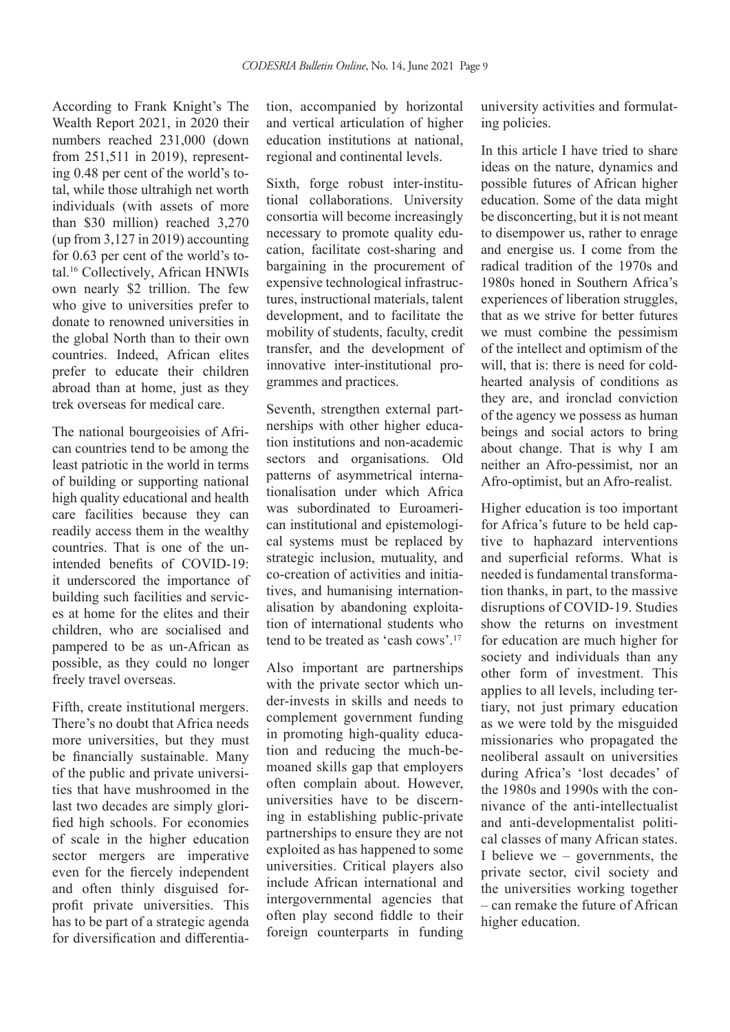According to Frank Knight's The Wealth Report 2021, in 2020 their numbers reached 231,000 (down from 251,511 in 2019), representing 0.48 per cent of the world's total, while those ultrahigh net worth individuals (with assets of more than $30 million) reached 3,270 (up from 3,127 in 2019) accounting for 0.63 per cent of the world's total.[16] Collectively, African HNWIs own nearly $2 trillion. The few who give to universities prefer to donate to renowned universities in the global North than to their own countries. Indeed, African elites prefer to educate their children abroad than at home, just as they trek overseas for medical care.

The national bourgeoisies of African countries tend to be among the least patriotic in the world in terms of building or supporting national high quality educational and health care facilities because they can readily access them in the wealthy countries. That is one of the unintended benefits of COVID-19: it underscored the importance of building such facilities and services at home for the elites and their children, who are socialised and pampered to be as un-African as possible, as they could no longer freely travel overseas.

Fifth, create institutional mergers. There's no doubt that Africa needs more universities, but they must be financially sustainable. Many of the public and private universities that have mushroomed in the last two decades are simply glorified high schools. For economies of scale in the higher education sector mergers are imperative even for the fiercely independent and often thinly disguised for-profit private universities. This has to be part of a strategic agenda for diversification and differentiation, accompanied by horizontal and vertical articulation of higher education institutions at national, regional and continental levels.

Sixth, forge robust inter-institutional collaborations. University consortia will become increasingly necessary to promote quality education, facilitate cost-sharing and bargaining in the procurement of expensive technological infrastructures, instructional materials, talent development, and to facilitate the mobility of students, faculty, credit transfer, and the development of innovative inter-institutional programmes and practices.

Seventh, strengthen external partnerships with other higher education institutions and non-academic sectors and organisations. Old patterns of asymmetrical internationalisation under which Africa was subordinated to Euroamerican institutional and epistemological systems must be replaced by strategic inclusion, mutuality, and co-creation of activities and initiatives, and humanising internationalisation by abandoning exploitation of international students who tend to be treated as 'cash cows'.[17]

Also important are partnerships with the private sector which under-invests in skills and needs to complement government funding in promoting high-quality education and reducing the much-bemoaned skills gap that employers often complain about. However, universities have to be discerning in establishing public-private partnerships to ensure they are not exploited as has happened to some universities. Critical players also include African international and intergovernmental agencies that often play second fiddle to their foreign counterparts in funding university activities and formulating policies.

In this article I have tried to share ideas on the nature, dynamics and possible futures of African higher education. Some of the data might be disconcerting, but it is not meant to disempower us, rather to enrage and energise us. I come from the radical tradition of the 1970s and 1980s honed in Southern Africa's experiences of liberation struggles, that as we strive for better futures we must combine the pessimism of the intellect and optimism of the will, that is: there is need for cold-hearted analysis of conditions as they are, and ironclad conviction of the agency we possess as human beings and social actors to bring about change. That is why I am neither an Afro-pessimist, nor an Afro-optimist, but an Afro-realist.

Higher education is too important for Africa's future to be held captive to haphazard interventions and superficial reforms. What is needed is fundamental transformation thanks, in part, to the massive disruptions of COVID-19. Studies show the returns on investment for education are much higher for society and individuals than any other form of investment. This applies to all levels, including tertiary, not just primary education as we were told by the misguided missionaries who propagated the neoliberal assault on universities during Africa's 'lost decades' of the 1980s and 1990s with the connivance of the anti-intellectualist and anti-developmentalist political classes of many African states. I believe we – governments, the private sector, civil society and the universities working together – can remake the future of African higher education.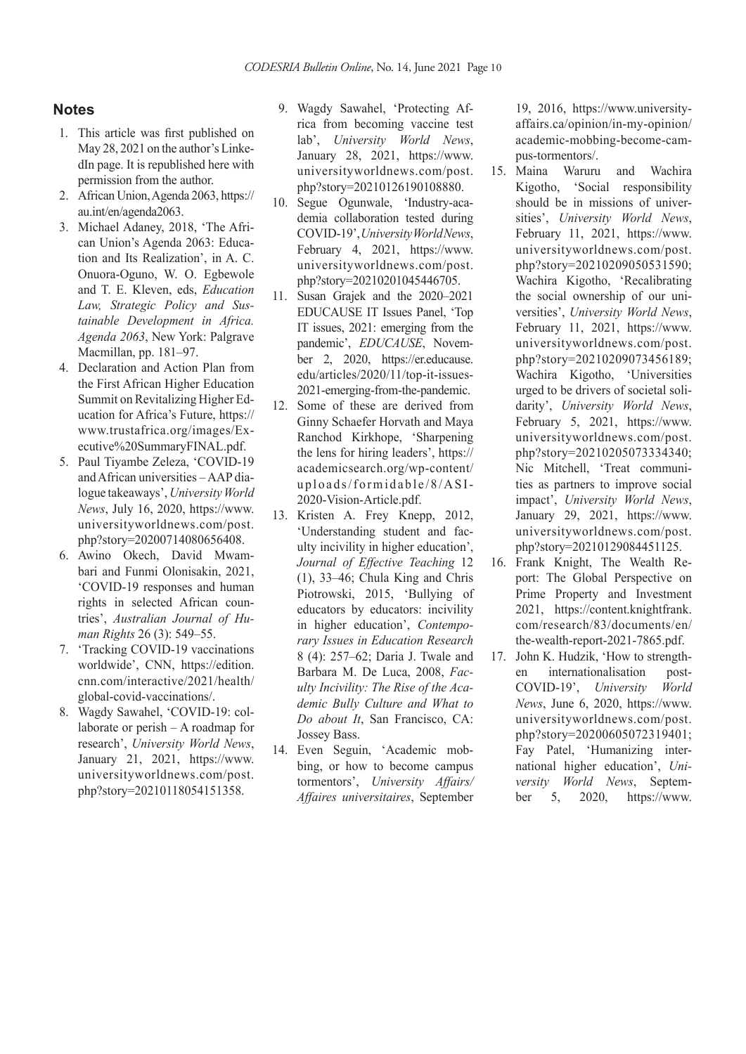## Notes

1. This article was first published on May 28, 2021 on the author's LinkedIn page. It is republished here with permission from the author.
2. African Union, Agenda 2063, https://au.int/en/agenda2063.
3. Michael Adaney, 2018, 'The African Union's Agenda 2063: Education and Its Realization', in A. C. Onuora-Oguno, W. O. Egbewole and T. E. Kleven, eds, *Education Law, Strategic Policy and Sustainable Development in Africa. Agenda 2063*, New York: Palgrave Macmillan, pp. 181–97.
4. Declaration and Action Plan from the First African Higher Education Summit on Revitalizing Higher Education for Africa's Future, https://www.trustafrica.org/images/Executive%20SummaryFINAL.pdf.
5. Paul Tiyambe Zeleza, 'COVID-19 and African universities – AAP dialogue takeaways', *University World News*, July 16, 2020, https://www.universityworldnews.com/post.php?story=20200714080656408.
6. Awino Okech, David Mwambari and Funmi Olonisakin, 2021, 'COVID-19 responses and human rights in selected African countries', *Australian Journal of Human Rights* 26 (3): 549–55.
7. 'Tracking COVID-19 vaccinations worldwide', CNN, https://edition.cnn.com/interactive/2021/health/global-covid-vaccinations/.
8. Wagdy Sawahel, 'COVID-19: collaborate or perish – A roadmap for research', *University World News*, January 21, 2021, https://www.universityworldnews.com/post.php?story=20210118054151358.
9. Wagdy Sawahel, 'Protecting Africa from becoming vaccine test lab', *University World News*, January 28, 2021, https://www.universityworldnews.com/post.php?story=20210126190108880.
10. Segue Ogunwale, 'Industry-academia collaboration tested during COVID-19', *University World News*, February 4, 2021, https://www.universityworldnews.com/post.php?story=20210201045446705.
11. Susan Grajek and the 2020–2021 EDUCAUSE IT Issues Panel, 'Top IT issues, 2021: emerging from the pandemic', *EDUCAUSE*, November 2, 2020, https://er.educause.edu/articles/2020/11/top-it-issues-2021-emerging-from-the-pandemic.
12. Some of these are derived from Ginny Schaefer Horvath and Maya Ranchod Kirkhope, 'Sharpening the lens for hiring leaders', https://academicsearch.org/wp-content/uploads/formidable/8/ASI-2020-Vision-Article.pdf.
13. Kristen A. Frey Knepp, 2012, 'Understanding student and faculty incivility in higher education', *Journal of Effective Teaching* 12 (1), 33–46; Chula King and Chris Piotrowski, 2015, 'Bullying of educators by educators: incivility in higher education', *Contemporary Issues in Education Research* 8 (4): 257–62; Daria J. Twale and Barbara M. De Luca, 2008, *Faculty Incivility: The Rise of the Academic Bully Culture and What to Do about It*, San Francisco, CA: Jossey Bass.
14. Even Seguin, 'Academic mobbing, or how to become campus tormentors', *University Affairs/Affaires universitaires*, September 19, 2016, https://www.universityaffairs.ca/opinion/in-my-opinion/academic-mobbing-become-campus-tormentors/.
15. Maina Waruru and Wachira Kigotho, 'Social responsibility should be in missions of universities', *University World News*, February 11, 2021, https://www.universityworldnews.com/post.php?story=20210209050531590; Wachira Kigotho, 'Recalibrating the social ownership of our universities', *University World News*, February 11, 2021, https://www.universityworldnews.com/post.php?story=20210209073456189; Wachira Kigotho, 'Universities urged to be drivers of societal solidarity', *University World News*, February 5, 2021, https://www.universityworldnews.com/post.php?story=20210205073334340; Nic Mitchell, 'Treat communities as partners to improve social impact', *University World News*, January 29, 2021, https://www.universityworldnews.com/post.php?story=20210129084451125.
16. Frank Knight, The Wealth Report: The Global Perspective on Prime Property and Investment 2021, https://content.knightfrank.com/research/83/documents/en/the-wealth-report-2021-7865.pdf.
17. John K. Hudzik, 'How to strengthen internationalisation post-COVID-19', *University World News*, June 6, 2020, https://www.universityworldnews.com/post.php?story=20200605072319401; Fay Patel, 'Humanizing international higher education', *University World News*, September 5, 2020, https://www.